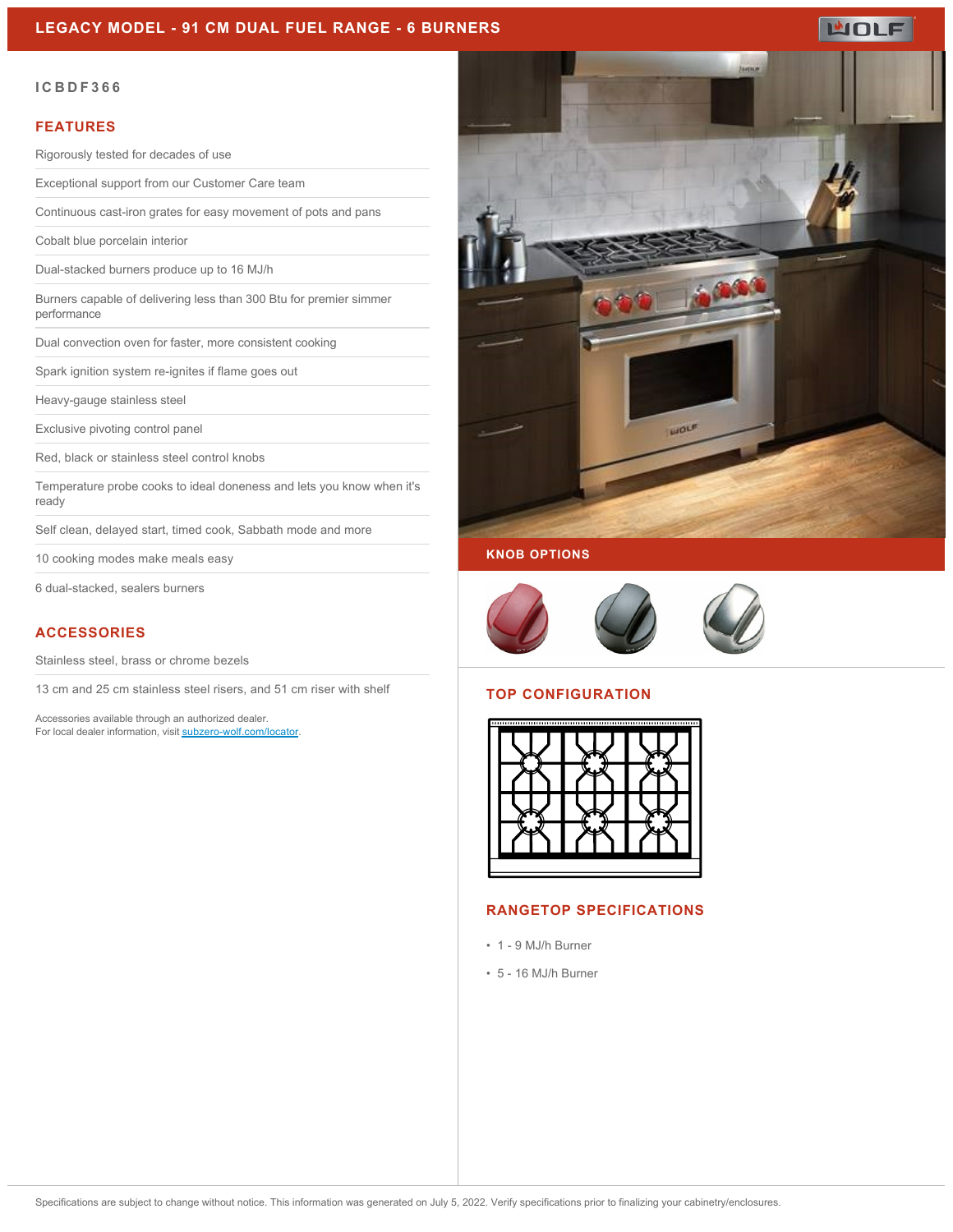# LEGACY MODEL - 91 CM DUAL FUEL RANGE - 6 BURNERS

ICBDF366

## FEATURES

- Rigorously tested for decades of use
- Exceptional support from our Customer Care team
- Continuous cast-iron grates for easy movement of pots and pans
- Cobalt blue porcelain interior
- Dual-stacked burners produce up to 16 MJ/h
- Burners capable of delivering less than 300 Btu for premier simmer performance
- Dual convection oven for faster, more consistent cooking
- Spark ignition system re-ignites if flame goes out
- Heavy-gauge stainless steel
- Exclusive pivoting control panel
- Red, black or stainless steel control knobs
- Temperature probe cooks to ideal doneness and lets you know when it's ready
- Self clean, delayed start, timed cook, Sabbath mode and more
- 10 cooking modes make meals easy
- 6 dual-stacked, sealers burners

## ACCESSORIES

- Stainless steel, brass or chrome bezels
- 13 cm and 25 cm stainless steel risers, and 51 cm riser with shelf

Accessories available through an authorized dealer.
For local dealer information, visit subzero-wolf.com/locator.

## KNOB OPTIONS

## TOP CONFIGURATION

## RANGETOP SPECIFICATIONS

- 1 - 9 MJ/h Burner
- 5 - 16 MJ/h Burner

Specifications are subject to change without notice. This information was generated on July 5, 2022. Verify specifications prior to finalizing your cabinetry/enclosures.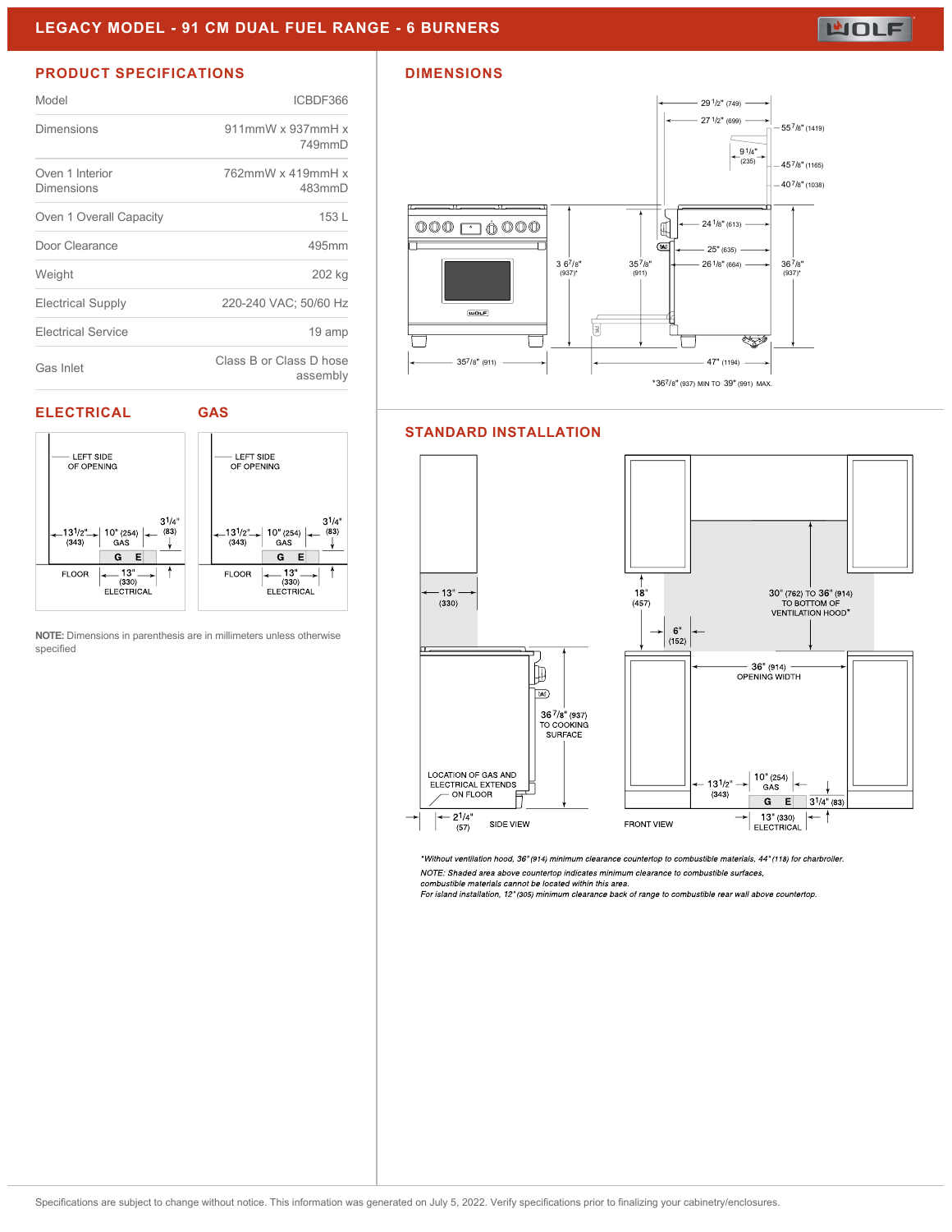# LEGACY MODEL - 91 CM DUAL FUEL RANGE - 6 BURNERS

## PRODUCT SPECIFICATIONS

| | |
|---|---|
| Model | ICBDF366 |
| Dimensions | 911mmW x 937mmH x 749mmD |
| Oven 1 Interior Dimensions | 762mmW x 419mmH x 483mmD |
| Oven 1 Overall Capacity | 153 L |
| Door Clearance | 495mm |
| Weight | 202 kg |
| Electrical Supply | 220-240 VAC; 50/60 Hz |
| Electrical Service | 19 amp |
| Gas Inlet | Class B or Class D hose assembly |

## ELECTRICAL

LEFT SIDE OF OPENING

13 1/2" (343)

10" (254) GAS

3 1/4" (83)

G E

FLOOR

13" (330) ELECTRICAL

## GAS

LEFT SIDE OF OPENING

13 1/2" (343)

10" (254) GAS

3 1/4" (83)

G E

FLOOR

13" (330) ELECTRICAL

**NOTE:** Dimensions in parenthesis are in millimeters unless otherwise specified

## DIMENSIONS

29 1/2" (749)

27 1/2" (699)

55 7/8" (1419)

9 1/4" (235)

45 7/8" (1165)

40 7/8" (1038)

24 1/8" (613)

25" (635)

26 1/8" (664)

3 67/8" (937)*

35 7/8" (911)

36 7/8" (937)*

35 7/8" (911)

47" (1194)

*36 7/8" (937) MIN TO 39" (991) MAX.

## STANDARD INSTALLATION

13" (330)

18" (457)

6" (152)

30" (762) TO 36" (914) TO BOTTOM OF VENTILATION HOOD*

36" (914) OPENING WIDTH

36 7/8" (937) TO COOKING SURFACE

LOCATION OF GAS AND ELECTRICAL EXTENDS ON FLOOR

2 1/4" (57)

SIDE VIEW

13 1/2" (343)

10" (254) GAS

G E

3 1/4" (83)

13" (330) ELECTRICAL

FRONT VIEW

*Without ventilation hood, 36" (914) minimum clearance countertop to combustible materials, 44" (118) for charbroiler.*

*NOTE: Shaded area above countertop indicates minimum clearance to combustible surfaces, combustible materials cannot be located within this area.*

*For island installation, 12" (305) minimum clearance back of range to combustible rear wall above countertop.*

Specifications are subject to change without notice. This information was generated on July 5, 2022. Verify specifications prior to finalizing your cabinetry/enclosures.